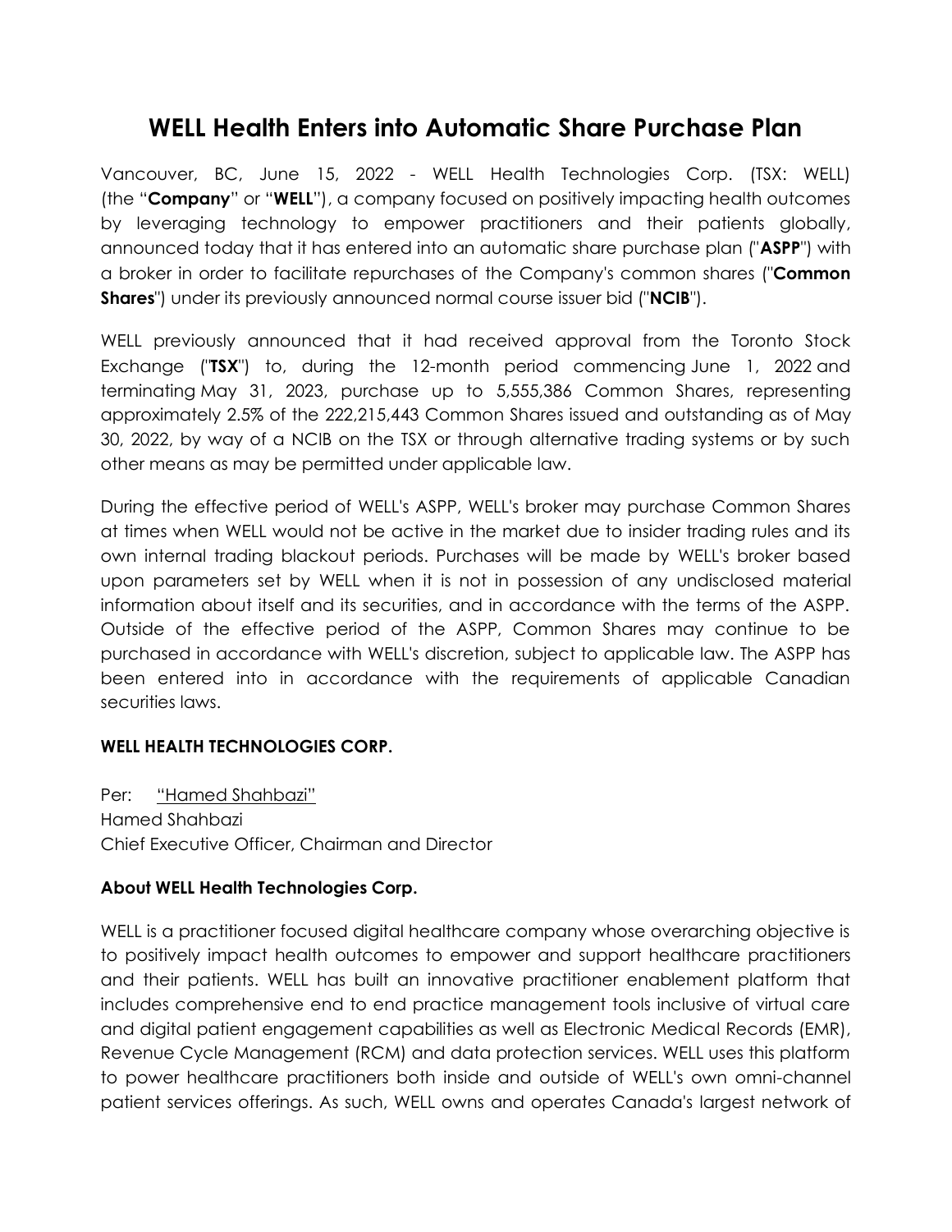# WELL Health Enters into Automatic Share Purchase Plan

Vancouver, BC, June 15, 2022 - WELL Health Technologies Corp. (TSX: WELL) (the "**Company**" or "**WELL**"), a company focused on positively impacting health outcomes by leveraging technology to empower practitioners and their patients globally, announced today that it has entered into an automatic share purchase plan ("**ASPP**") with a broker in order to facilitate repurchases of the Company's common shares ("**Common Shares**") under its previously announced normal course issuer bid ("**NCIB**").

WELL previously announced that it had received approval from the Toronto Stock Exchange ("**TSX**") to, during the 12-month period commencing June 1, 2022 and terminating May 31, 2023, purchase up to 5,555,386 Common Shares, representing approximately 2.5% of the 222,215,443 Common Shares issued and outstanding as of May 30, 2022, by way of a NCIB on the TSX or through alternative trading systems or by such other means as may be permitted under applicable law.

During the effective period of WELL's ASPP, WELL's broker may purchase Common Shares at times when WELL would not be active in the market due to insider trading rules and its own internal trading blackout periods. Purchases will be made by WELL's broker based upon parameters set by WELL when it is not in possession of any undisclosed material information about itself and its securities, and in accordance with the terms of the ASPP. Outside of the effective period of the ASPP, Common Shares may continue to be purchased in accordance with WELL's discretion, subject to applicable law. The ASPP has been entered into in accordance with the requirements of applicable Canadian securities laws.

**WELL HEALTH TECHNOLOGIES CORP.**

Per: "Hamed Shahbazi"
Hamed Shahbazi
Chief Executive Officer, Chairman and Director

**About WELL Health Technologies Corp.**

WELL is a practitioner focused digital healthcare company whose overarching objective is to positively impact health outcomes to empower and support healthcare practitioners and their patients. WELL has built an innovative practitioner enablement platform that includes comprehensive end to end practice management tools inclusive of virtual care and digital patient engagement capabilities as well as Electronic Medical Records (EMR), Revenue Cycle Management (RCM) and data protection services. WELL uses this platform to power healthcare practitioners both inside and outside of WELL's own omni-channel patient services offerings. As such, WELL owns and operates Canada's largest network of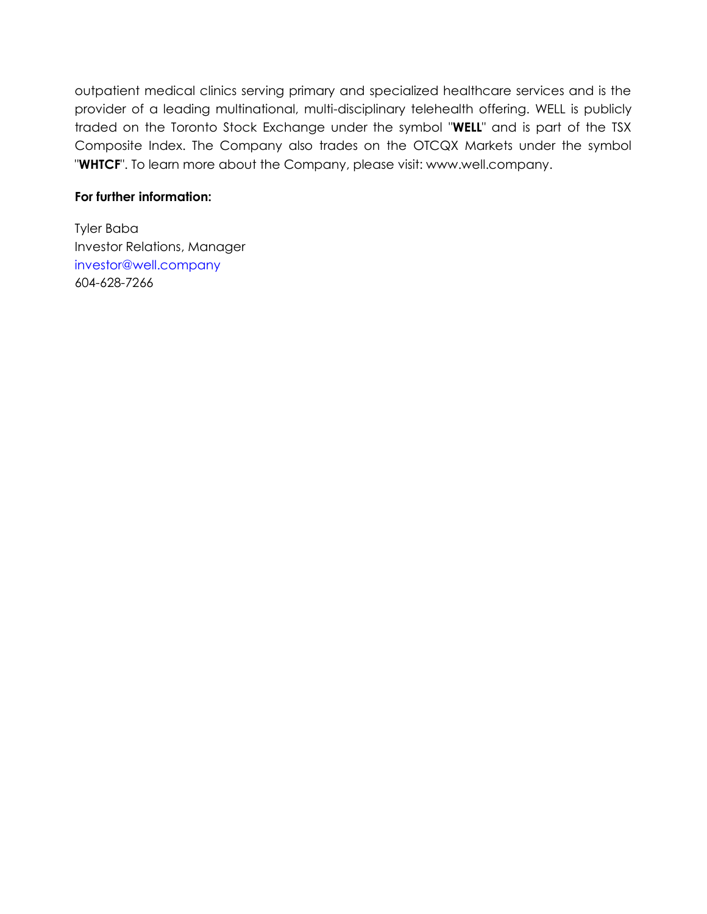outpatient medical clinics serving primary and specialized healthcare services and is the provider of a leading multinational, multi-disciplinary telehealth offering. WELL is publicly traded on the Toronto Stock Exchange under the symbol "**WELL**" and is part of the TSX Composite Index. The Company also trades on the OTCQX Markets under the symbol "**WHTCF**". To learn more about the Company, please visit: www.well.company.

**For further information:**

Tyler Baba
Investor Relations, Manager
investor@well.company
604-628-7266